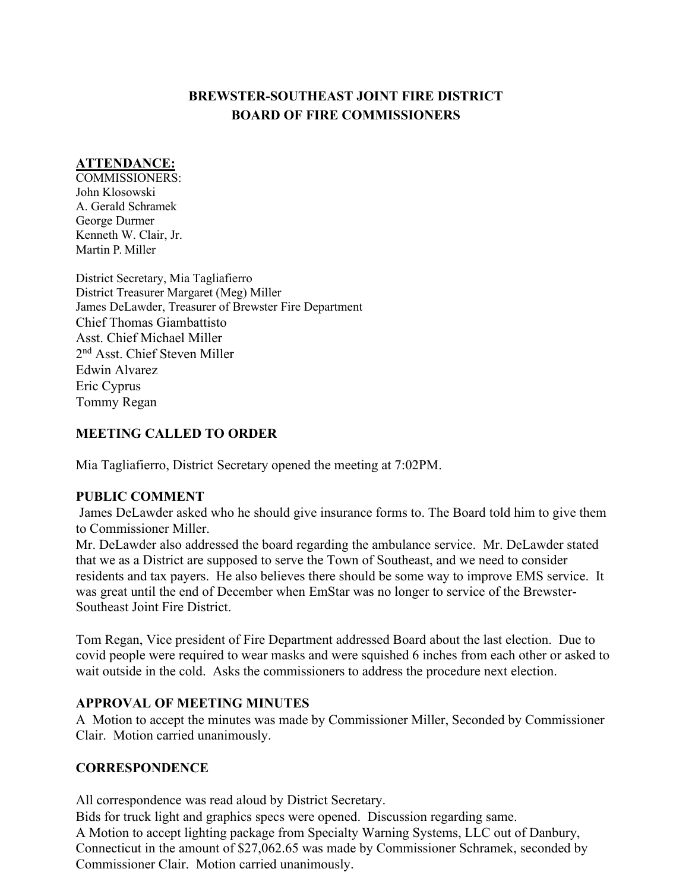# BREWSTER-SOUTHEAST JOINT FIRE DISTRICT
# BOARD OF FIRE COMMISSIONERS

**ATTENDANCE:**

COMMISSIONERS:
John Klosowski
A. Gerald Schramek
George Durmer
Kenneth W. Clair, Jr.
Martin P. Miller

District Secretary, Mia Tagliafierro
District Treasurer Margaret (Meg) Miller
James DeLawder, Treasurer of Brewster Fire Department
Chief Thomas Giambattisto
Asst. Chief Michael Miller
2nd Asst. Chief Steven Miller
Edwin Alvarez
Eric Cyprus
Tommy Regan

## MEETING CALLED TO ORDER

Mia Tagliafierro, District Secretary opened the meeting at 7:02PM.

## PUBLIC COMMENT

James DeLawder asked who he should give insurance forms to. The Board told him to give them to Commissioner Miller.

Mr. DeLawder also addressed the board regarding the ambulance service. Mr. DeLawder stated that we as a District are supposed to serve the Town of Southeast, and we need to consider residents and tax payers. He also believes there should be some way to improve EMS service. It was great until the end of December when EmStar was no longer to service of the Brewster-Southeast Joint Fire District.

Tom Regan, Vice president of Fire Department addressed Board about the last election. Due to covid people were required to wear masks and were squished 6 inches from each other or asked to wait outside in the cold. Asks the commissioners to address the procedure next election.

## APPROVAL OF MEETING MINUTES

A Motion to accept the minutes was made by Commissioner Miller, Seconded by Commissioner Clair. Motion carried unanimously.

## CORRESPONDENCE

All correspondence was read aloud by District Secretary.

Bids for truck light and graphics specs were opened. Discussion regarding same.

A Motion to accept lighting package from Specialty Warning Systems, LLC out of Danbury, Connecticut in the amount of $27,062.65 was made by Commissioner Schramek, seconded by Commissioner Clair. Motion carried unanimously.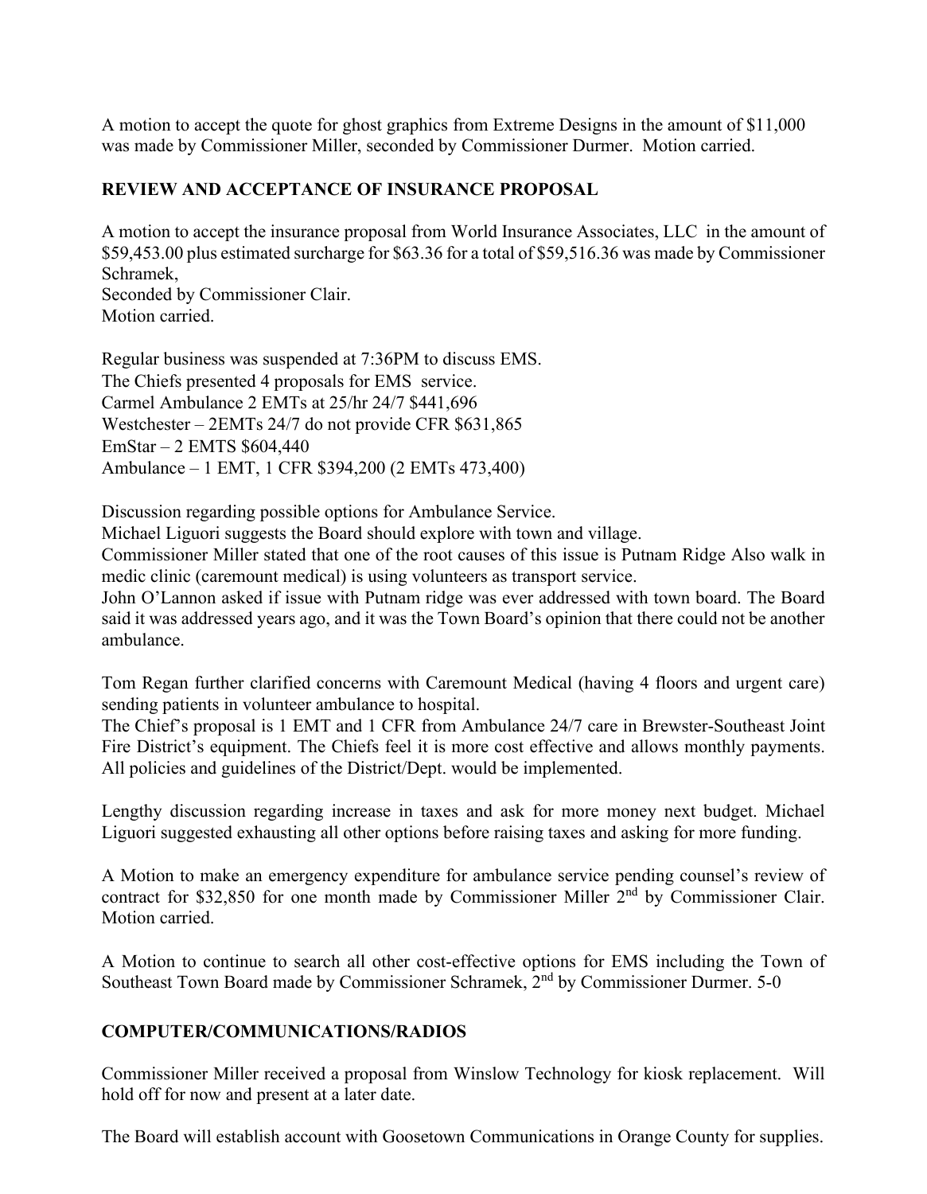A motion to accept the quote for ghost graphics from Extreme Designs in the amount of $11,000 was made by Commissioner Miller, seconded by Commissioner Durmer. Motion carried.

**REVIEW AND ACCEPTANCE OF INSURANCE PROPOSAL**

A motion to accept the insurance proposal from World Insurance Associates, LLC in the amount of $59,453.00 plus estimated surcharge for $63.36 for a total of $59,516.36 was made by Commissioner Schramek,
Seconded by Commissioner Clair.
Motion carried.

Regular business was suspended at 7:36PM to discuss EMS.
The Chiefs presented 4 proposals for EMS service.
Carmel Ambulance 2 EMTs at 25/hr 24/7 $441,696
Westchester – 2EMTs 24/7 do not provide CFR $631,865
EmStar – 2 EMTS $604,440
Ambulance – 1 EMT, 1 CFR $394,200 (2 EMTs 473,400)

Discussion regarding possible options for Ambulance Service.
Michael Liguori suggests the Board should explore with town and village.
Commissioner Miller stated that one of the root causes of this issue is Putnam Ridge Also walk in medic clinic (caremount medical) is using volunteers as transport service.
John O'Lannon asked if issue with Putnam ridge was ever addressed with town board. The Board said it was addressed years ago, and it was the Town Board's opinion that there could not be another ambulance.

Tom Regan further clarified concerns with Caremount Medical (having 4 floors and urgent care) sending patients in volunteer ambulance to hospital.
The Chief's proposal is 1 EMT and 1 CFR from Ambulance 24/7 care in Brewster-Southeast Joint Fire District's equipment. The Chiefs feel it is more cost effective and allows monthly payments. All policies and guidelines of the District/Dept. would be implemented.

Lengthy discussion regarding increase in taxes and ask for more money next budget. Michael Liguori suggested exhausting all other options before raising taxes and asking for more funding.

A Motion to make an emergency expenditure for ambulance service pending counsel's review of contract for $32,850 for one month made by Commissioner Miller 2nd by Commissioner Clair. Motion carried.

A Motion to continue to search all other cost-effective options for EMS including the Town of Southeast Town Board made by Commissioner Schramek, 2nd by Commissioner Durmer. 5-0

**COMPUTER/COMMUNICATIONS/RADIOS**

Commissioner Miller received a proposal from Winslow Technology for kiosk replacement. Will hold off for now and present at a later date.

The Board will establish account with Goosetown Communications in Orange County for supplies.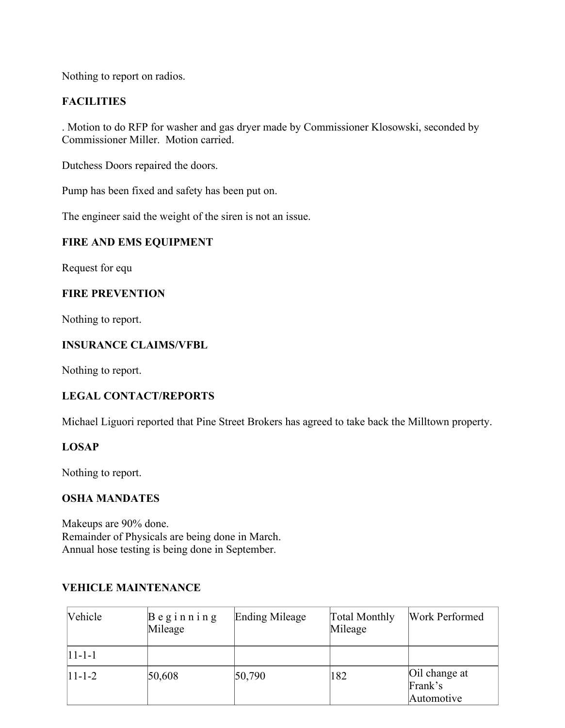Nothing to report on radios.

**FACILITIES**

. Motion to do RFP for washer and gas dryer made by Commissioner Klosowski, seconded by Commissioner Miller. Motion carried.

Dutchess Doors repaired the doors.

Pump has been fixed and safety has been put on.

The engineer said the weight of the siren is not an issue.

**FIRE AND EMS EQUIPMENT**

Request for equ

**FIRE PREVENTION**

Nothing to report.

**INSURANCE CLAIMS/VFBL**

Nothing to report.

**LEGAL CONTACT/REPORTS**

Michael Liguori reported that Pine Street Brokers has agreed to take back the Milltown property.

**LOSAP**

Nothing to report.

**OSHA MANDATES**

Makeups are 90% done.
Remainder of Physicals are being done in March.
Annual hose testing is being done in September.

**VEHICLE MAINTENANCE**

| Vehicle | Beginning Mileage | Ending Mileage | Total Monthly Mileage | Work Performed |
|---|---|---|---|---|
| 11-1-1 | | | | |
| 11-1-2 | 50,608 | 50,790 | 182 | Oil change at Frank's Automotive |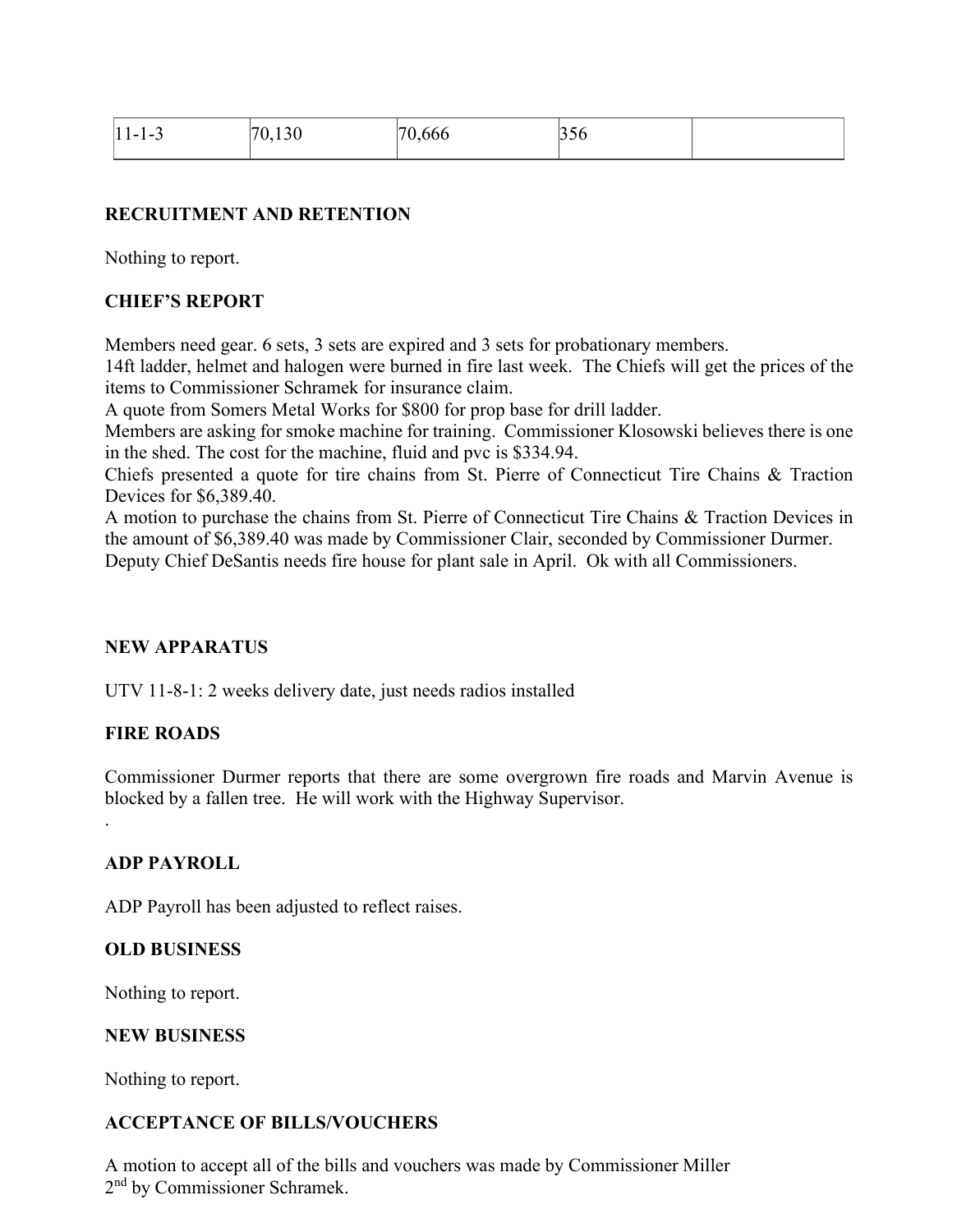| 11-1-3 | 70,130 | 70,666 | 356 | |
|---|---|---|---|---|

**RECRUITMENT AND RETENTION**

Nothing to report.

**CHIEF'S REPORT**

Members need gear. 6 sets, 3 sets are expired and 3 sets for probationary members.
14ft ladder, helmet and halogen were burned in fire last week. The Chiefs will get the prices of the items to Commissioner Schramek for insurance claim.
A quote from Somers Metal Works for $800 for prop base for drill ladder.
Members are asking for smoke machine for training. Commissioner Klosowski believes there is one in the shed. The cost for the machine, fluid and pvc is $334.94.
Chiefs presented a quote for tire chains from St. Pierre of Connecticut Tire Chains & Traction Devices for $6,389.40.
A motion to purchase the chains from St. Pierre of Connecticut Tire Chains & Traction Devices in the amount of $6,389.40 was made by Commissioner Clair, seconded by Commissioner Durmer.
Deputy Chief DeSantis needs fire house for plant sale in April. Ok with all Commissioners.

**NEW APPARATUS**

UTV 11-8-1: 2 weeks delivery date, just needs radios installed

**FIRE ROADS**

Commissioner Durmer reports that there are some overgrown fire roads and Marvin Avenue is blocked by a fallen tree. He will work with the Highway Supervisor.
.

**ADP PAYROLL**

ADP Payroll has been adjusted to reflect raises.

**OLD BUSINESS**

Nothing to report.

**NEW BUSINESS**

Nothing to report.

**ACCEPTANCE OF BILLS/VOUCHERS**

A motion to accept all of the bills and vouchers was made by Commissioner Miller
2nd by Commissioner Schramek.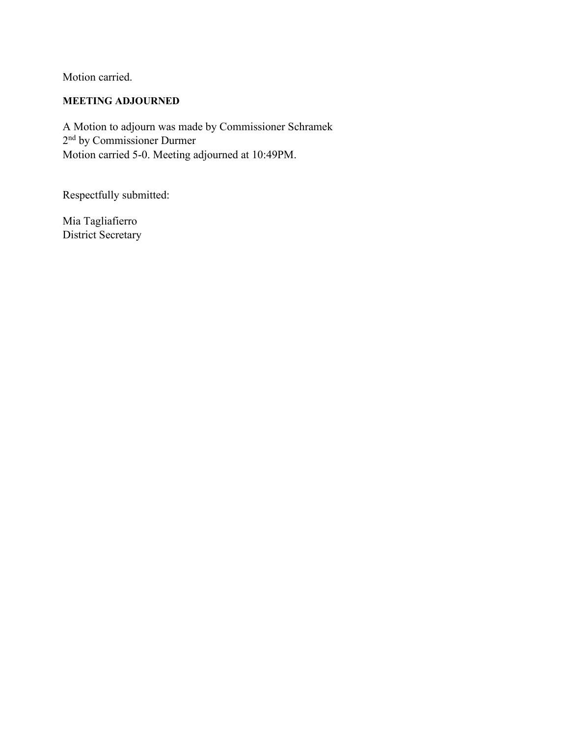Motion carried.

**MEETING ADJOURNED**

A Motion to adjourn was made by Commissioner Schramek
2nd by Commissioner Durmer
Motion carried 5-0. Meeting adjourned at 10:49PM.

Respectfully submitted:

Mia Tagliafierro
District Secretary